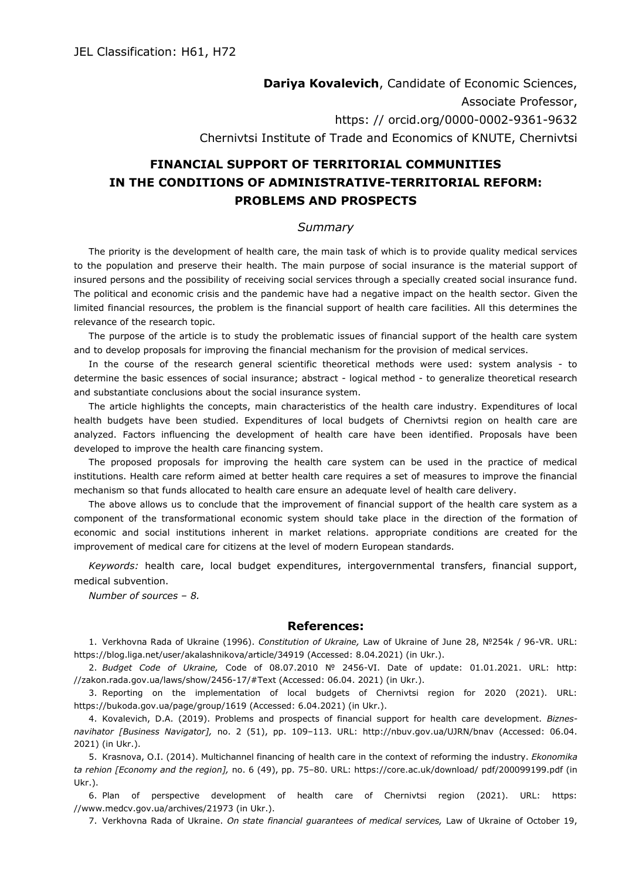JEL Classification: H61, H72

**Dariya Kovalevich**, Candidate of Economic Sciences,
Associate Professor,
https: // orcid.org/0000-0002-9361-9632
Chernivtsi Institute of Trade and Economics of KNUTE, Chernivtsi

# FINANCIAL SUPPORT OF TERRITORIAL COMMUNITIES IN THE CONDITIONS OF ADMINISTRATIVE-TERRITORIAL REFORM: PROBLEMS AND PROSPECTS

## *Summary*

The priority is the development of health care, the main task of which is to provide quality medical services to the population and preserve their health. The main purpose of social insurance is the material support of insured persons and the possibility of receiving social services through a specially created social insurance fund. The political and economic crisis and the pandemic have had a negative impact on the health sector. Given the limited financial resources, the problem is the financial support of health care facilities. All this determines the relevance of the research topic.

The purpose of the article is to study the problematic issues of financial support of the health care system and to develop proposals for improving the financial mechanism for the provision of medical services.

In the course of the research general scientific theoretical methods were used: system analysis - to determine the basic essences of social insurance; abstract - logical method - to generalize theoretical research and substantiate conclusions about the social insurance system.

The article highlights the concepts, main characteristics of the health care industry. Expenditures of local health budgets have been studied. Expenditures of local budgets of Chernivtsi region on health care are analyzed. Factors influencing the development of health care have been identified. Proposals have been developed to improve the health care financing system.

The proposed proposals for improving the health care system can be used in the practice of medical institutions. Health care reform aimed at better health care requires a set of measures to improve the financial mechanism so that funds allocated to health care ensure an adequate level of health care delivery.

The above allows us to conclude that the improvement of financial support of the health care system as a component of the transformational economic system should take place in the direction of the formation of economic and social institutions inherent in market relations. appropriate conditions are created for the improvement of medical care for citizens at the level of modern European standards.

*Keywords:* health care, local budget expenditures, intergovernmental transfers, financial support, medical subvention.

*Number of sources – 8.*

## References:

1. Verkhovna Rada of Ukraine (1996). *Constitution of Ukraine,* Law of Ukraine of June 28, №254k / 96-VR. URL: https://blog.liga.net/user/akalashnikova/article/34919 (Accessed: 8.04.2021) (in Ukr.).

2. *Budget Code of Ukraine,* Code of 08.07.2010 № 2456-VI. Date of update: 01.01.2021. URL: http: //zakon.rada.gov.ua/laws/show/2456-17/#Text (Accessed: 06.04. 2021) (in Ukr.).

3. Reporting on the implementation of local budgets of Chernivtsi region for 2020 (2021). URL: https://bukoda.gov.ua/page/group/1619 (Accessed: 6.04.2021) (in Ukr.).

4. Kovalevich, D.A. (2019). Problems and prospects of financial support for health care development. *Biznes-navihator [Business Navigator],* no. 2 (51), pp. 109–113. URL: http://nbuv.gov.ua/UJRN/bnav (Accessed: 06.04. 2021) (in Ukr.).

5. Krasnova, O.I. (2014). Multichannel financing of health care in the context of reforming the industry. *Ekonomika ta rehion [Economy and the region],* no. 6 (49), pp. 75–80. URL: https://core.ac.uk/download/ pdf/200099199.pdf (in Ukr.).

6. Plan of perspective development of health care of Chernivtsi region (2021). URL: https: //www.medcv.gov.ua/archives/21973 (in Ukr.).

7. Verkhovna Rada of Ukraine. *On state financial guarantees of medical services,* Law of Ukraine of October 19,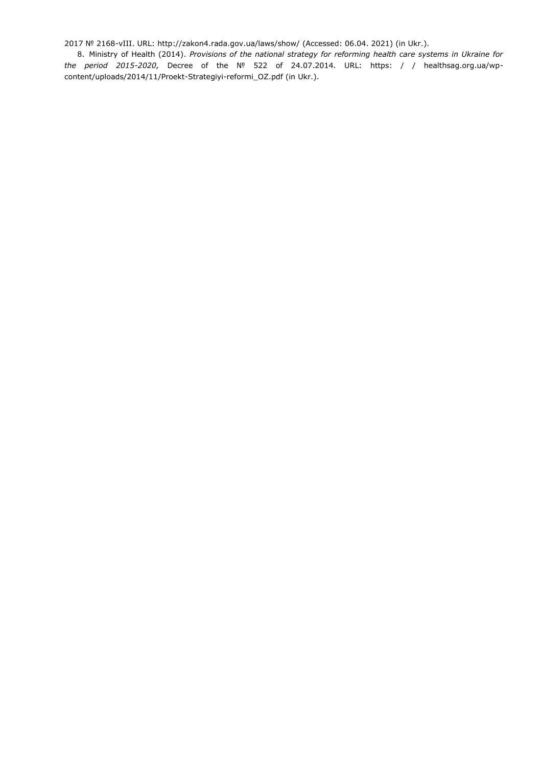2017 № 2168-vIII. URL: http://zakon4.rada.gov.ua/laws/show/ (Accessed: 06.04. 2021) (in Ukr.).

8. Ministry of Health (2014). *Provisions of the national strategy for reforming health care systems in Ukraine for the period 2015-2020,* Decree of the № 522 of 24.07.2014. URL: https: / / healthsag.org.ua/wp-content/uploads/2014/11/Proekt-Strategiyi-reformi_OZ.pdf (in Ukr.).